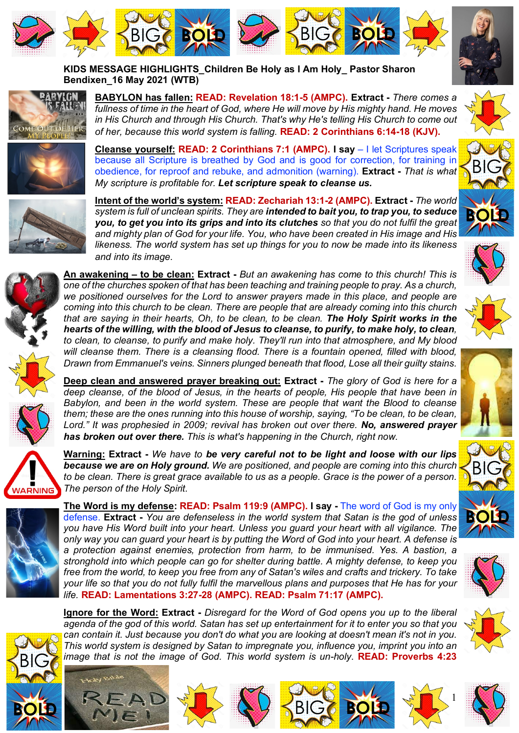**KIDS MESSAGE HIGHLIGHTS_Children Be Holy as I Am Holy_ Pastor Sharon Bendixen_16 May 2021 (WTB)**

**BABYLON has fallen:** **READ: Revelation 18:1-5 (AMPC).** **Extract -** *There comes a fullness of time in the heart of God, where He will move by His mighty hand. He moves in His Church and through His Church. That's why He's telling His Church to come out of her, because this world system is falling.* **READ: 2 Corinthians 6:14-18 (KJV).**

**Cleanse yourself:** **READ: 2 Corinthians 7:1 (AMPC).** **I say** – I let Scriptures speak because all Scripture is breathed by God and is good for correction, for training in obedience, for reproof and rebuke, and admonition (warning). **Extract -** *That is what My scripture is profitable for.* ***Let scripture speak to cleanse us.***

**Intent of the world's system:** **READ: Zechariah 13:1-2 (AMPC).** **Extract -** *The world system is full of unclean spirits. They are* ***intended to bait you, to trap you, to seduce you, to get you into its grips and into its clutches*** *so that you do not fulfil the great and mighty plan of God for your life. You, who have been created in His image and His likeness. The world system has set up things for you to now be made into its likeness and into its image.*

**An awakening – to be clean:** **Extract -** *But an awakening has come to this church! This is one of the churches spoken of that has been teaching and training people to pray. As a church, we positioned ourselves for the Lord to answer prayers made in this place, and people are coming into this church to be clean. There are people that are already coming into this church that are saying in their hearts, Oh, to be clean, to be clean.* ***The Holy Spirit works in the hearts of the willing, with the blood of Jesus to cleanse, to purify, to make holy, to clean****, to clean, to cleanse, to purify and make holy. They'll run into that atmosphere, and My blood will cleanse them. There is a cleansing flood. There is a fountain opened, filled with blood, Drawn from Emmanuel's veins. Sinners plunged beneath that flood, Lose all their guilty stains.*

**Deep clean and answered prayer breaking out:** **Extract -** *The glory of God is here for a deep cleanse, of the blood of Jesus, in the hearts of people, His people that have been in Babylon, and been in the world system. These are people that want the Blood to cleanse them; these are the ones running into this house of worship, saying, "To be clean, to be clean, Lord." It was prophesied in 2009; revival has broken out over there.* ***No, answered prayer has broken out over there.*** This is what's happening in the Church, right now.

**Warning:** **Extract -** *We have to* ***be very careful not to be light and loose with our lips because we are on Holy ground.*** *We are positioned, and people are coming into this church to be clean. There is great grace available to us as a people. Grace is the power of a person. The person of the Holy Spirit.*

**The Word is my defense**: **READ: Psalm 119:9 (AMPC).** **I say -** The word of God is my only defense. **Extract -** *You are defenseless in the world system that Satan is the god of unless you have His Word built into your heart. Unless you guard your heart with all vigilance. The only way you can guard your heart is by putting the Word of God into your heart. A defense is a protection against enemies, protection from harm, to be immunised. Yes. A bastion, a stronghold into which people can go for shelter during battle. A mighty defense, to keep you free from the world, to keep you free from any of Satan's wiles and crafts and trickery. To take your life so that you do not fully fulfil the marvellous plans and purposes that He has for your life.* **READ: Lamentations 3:27-28 (AMPC). READ: Psalm 71:17 (AMPC).**

**Ignore for the Word:** **Extract -** *Disregard for the Word of God opens you up to the liberal agenda of the god of this world. Satan has set up entertainment for it to enter you so that you can contain it. Just because you don't do what you are looking at doesn't mean it's not in you. This world system is designed by Satan to impregnate you, influence you, imprint you into an image that is not the image of God. This world system is un-holy.* **READ: Proverbs 4:23**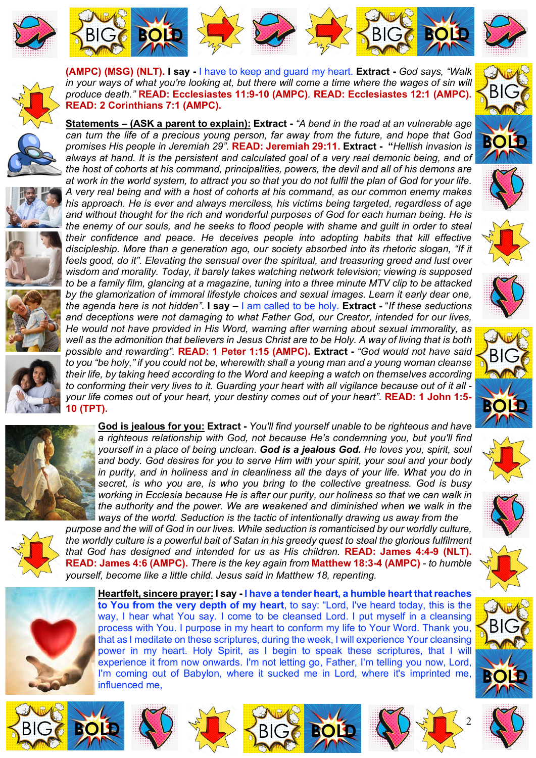**(AMPC) (MSG) (NLT). I say -** I have to keep and guard my heart. **Extract -** *God says, "Walk in your ways of what you're looking at, but there will come a time where the wages of sin will produce death."* **READ: Ecclesiastes 11:9-10 (AMPC). READ: Ecclesiastes 12:1 (AMPC). READ: 2 Corinthians 7:1 (AMPC).**

**Statements – (ASK a parent to explain): Extract -** *"A bend in the road at an vulnerable age can turn the life of a precious young person, far away from the future, and hope that God promises His people in Jeremiah 29".* **READ: Jeremiah 29:11. Extract - "***Hellish invasion is always at hand. It is the persistent and calculated goal of a very real demonic being, and of the host of cohorts at his command, principalities, powers, the devil and all of his demons are at work in the world system, to attract you so that you do not fulfil the plan of God for your life. A very real being and with a host of cohorts at his command, as our common enemy makes his approach. He is ever and always merciless, his victims being targeted, regardless of age and without thought for the rich and wonderful purposes of God for each human being. He is the enemy of our souls, and he seeks to flood people with shame and guilt in order to steal their confidence and peace. He deceives people into adopting habits that kill effective discipleship. More than a generation ago, our society absorbed into its rhetoric slogan, "If it feels good, do it". Elevating the sensual over the spiritual, and treasuring greed and lust over wisdom and morality. Today, it barely takes watching network television; viewing is supposed to be a family film, glancing at a magazine, tuning into a three minute MTV clip to be attacked by the glamorization of immoral lifestyle choices and sexual images. Learn it early dear one, the agenda here is not hidden".* **I say –** I am called to be holy. **Extract -** "*If these seductions and deceptions were not damaging to what Father God, our Creator, intended for our lives, He would not have provided in His Word, warning after warning about sexual immorality, as well as the admonition that believers in Jesus Christ are to be Holy. A way of living that is both possible and rewarding".* **READ: 1 Peter 1:15 (AMPC). Extract -** *"God would not have said to you "be holy," if you could not be, wherewith shall a young man and a young woman cleanse their life, by taking heed according to the Word and keeping a watch on themselves according to conforming their very lives to it. Guarding your heart with all vigilance because out of it all - your life comes out of your heart, your destiny comes out of your heart".* **READ: 1 John 1:5-10 (TPT).**

**God is jealous for you: Extract -** *You'll find yourself unable to be righteous and have a righteous relationship with God, not because He's condemning you, but you'll find yourself in a place of being unclean.* ***God is a jealous God.*** *He loves you, spirit, soul and body. God desires for you to serve Him with your spirit, your soul and your body in purity, and in holiness and in cleanliness all the days of your life. What you do in secret, is who you are, is who you bring to the collective greatness. God is busy working in Ecclesia because He is after our purity, our holiness so that we can walk in the authority and the power. We are weakened and diminished when we walk in the ways of the world. Seduction is the tactic of intentionally drawing us away from the purpose and the will of God in our lives. While seduction is romanticised by our worldly culture, the worldly culture is a powerful bait of Satan in his greedy quest to steal the glorious fulfilment that God has designed and intended for us as His children.* **READ: James 4:4-9 (NLT). READ: James 4:6 (AMPC).** *There is the key again from* **Matthew 18:3-4 (AMPC)** *- to humble yourself, become like a little child. Jesus said in Matthew 18, repenting.*

**Heartfelt, sincere prayer: I say - I have a tender heart, a humble heart that reaches to You from the very depth of my heart**, to say: "Lord, I've heard today, this is the way, I hear what You say. I come to be cleansed Lord. I put myself in a cleansing process with You. I purpose in my heart to conform my life to Your Word. Thank you, that as I meditate on these scriptures, during the week, I will experience Your cleansing power in my heart. Holy Spirit, as I begin to speak these scriptures, that I will experience it from now onwards. I'm not letting go, Father, I'm telling you now, Lord, I'm coming out of Babylon, where it sucked me in Lord, where it's imprinted me, influenced me,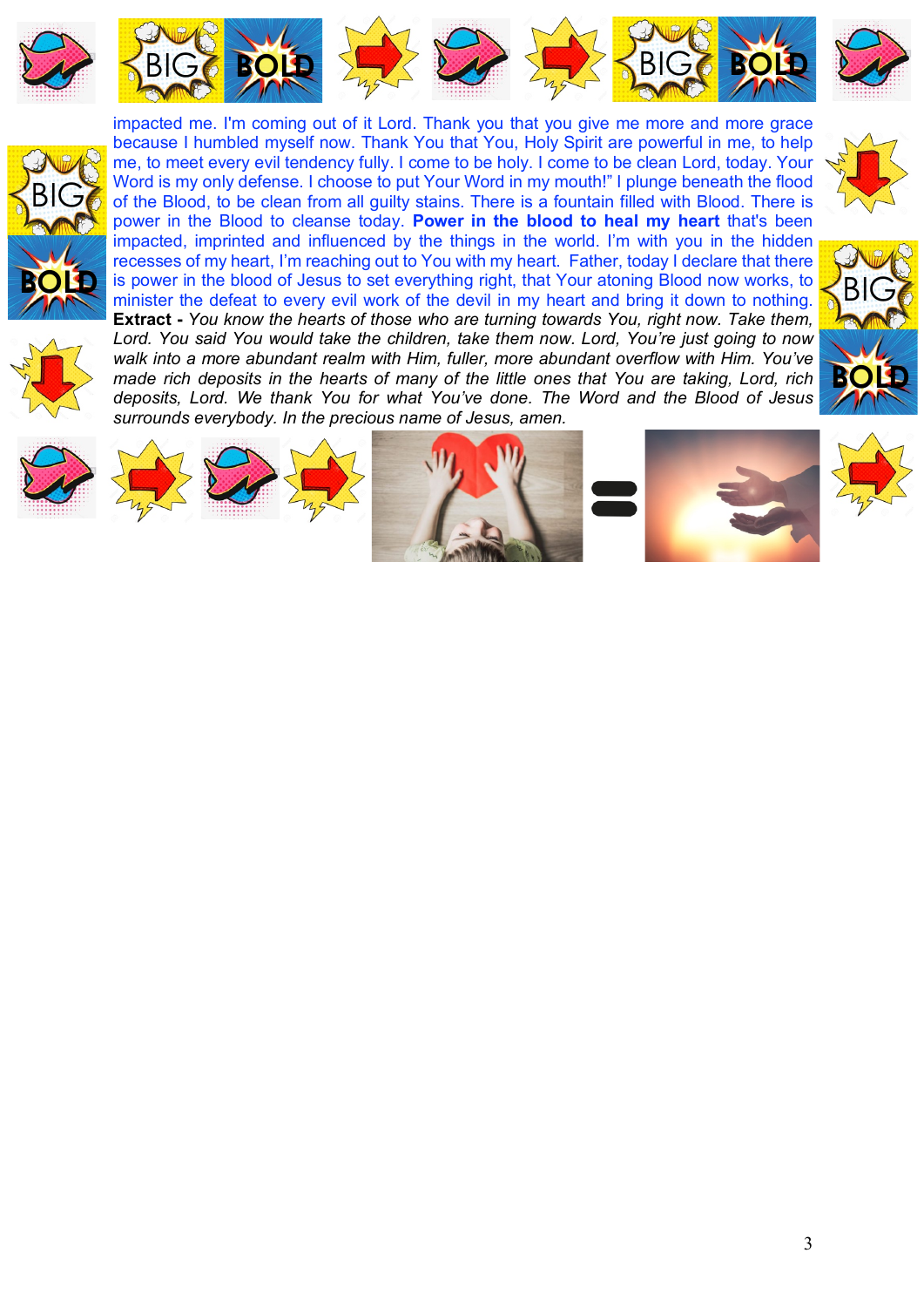impacted me. I'm coming out of it Lord. Thank you that you give me more and more grace because I humbled myself now. Thank You that You, Holy Spirit are powerful in me, to help me, to meet every evil tendency fully. I come to be holy. I come to be clean Lord, today. Your Word is my only defense. I choose to put Your Word in my mouth!" I plunge beneath the flood of the Blood, to be clean from all guilty stains. There is a fountain filled with Blood. There is power in the Blood to cleanse today. **Power in the blood to heal my heart** that's been impacted, imprinted and influenced by the things in the world. I'm with you in the hidden recesses of my heart, I'm reaching out to You with my heart. Father, today I declare that there is power in the blood of Jesus to set everything right, that Your atoning Blood now works, to minister the defeat to every evil work of the devil in my heart and bring it down to nothing.

**Extract -** *You know the hearts of those who are turning towards You, right now. Take them, Lord. You said You would take the children, take them now. Lord, You're just going to now walk into a more abundant realm with Him, fuller, more abundant overflow with Him. You've made rich deposits in the hearts of many of the little ones that You are taking, Lord, rich deposits, Lord. We thank You for what You've done. The Word and the Blood of Jesus surrounds everybody. In the precious name of Jesus, amen.*